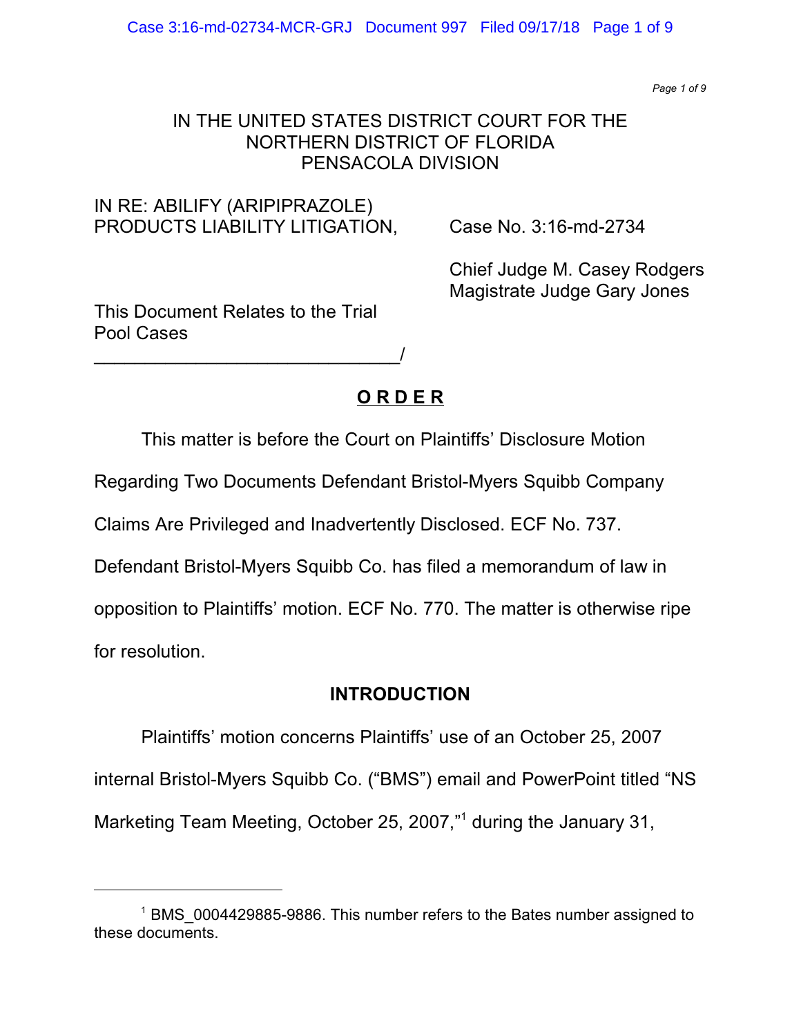IN THE UNITED STATES DISTRICT COURT FOR THE NORTHERN DISTRICT OF FLORIDA PENSACOLA DIVISION

IN RE: ABILIFY (ARIPIPRAZOLE) PRODUCTS LIABILITY LITIGATION,

Case No. 3:16-md-2734

Chief Judge M. Casey Rodgers
Magistrate Judge Gary Jones

This Document Relates to the Trial Pool Cases
_____________________________/

# **O R D E R**

This matter is before the Court on Plaintiffs' Disclosure Motion Regarding Two Documents Defendant Bristol-Myers Squibb Company Claims Are Privileged and Inadvertently Disclosed. ECF No. 737. Defendant Bristol-Myers Squibb Co. has filed a memorandum of law in opposition to Plaintiffs' motion. ECF No. 770. The matter is otherwise ripe for resolution.

## **INTRODUCTION**

Plaintiffs' motion concerns Plaintiffs' use of an October 25, 2007 internal Bristol-Myers Squibb Co. ("BMS") email and PowerPoint titled "NS Marketing Team Meeting, October 25, 2007,"[1] during the January 31,

[1] BMS_0004429885-9886. This number refers to the Bates number assigned to these documents.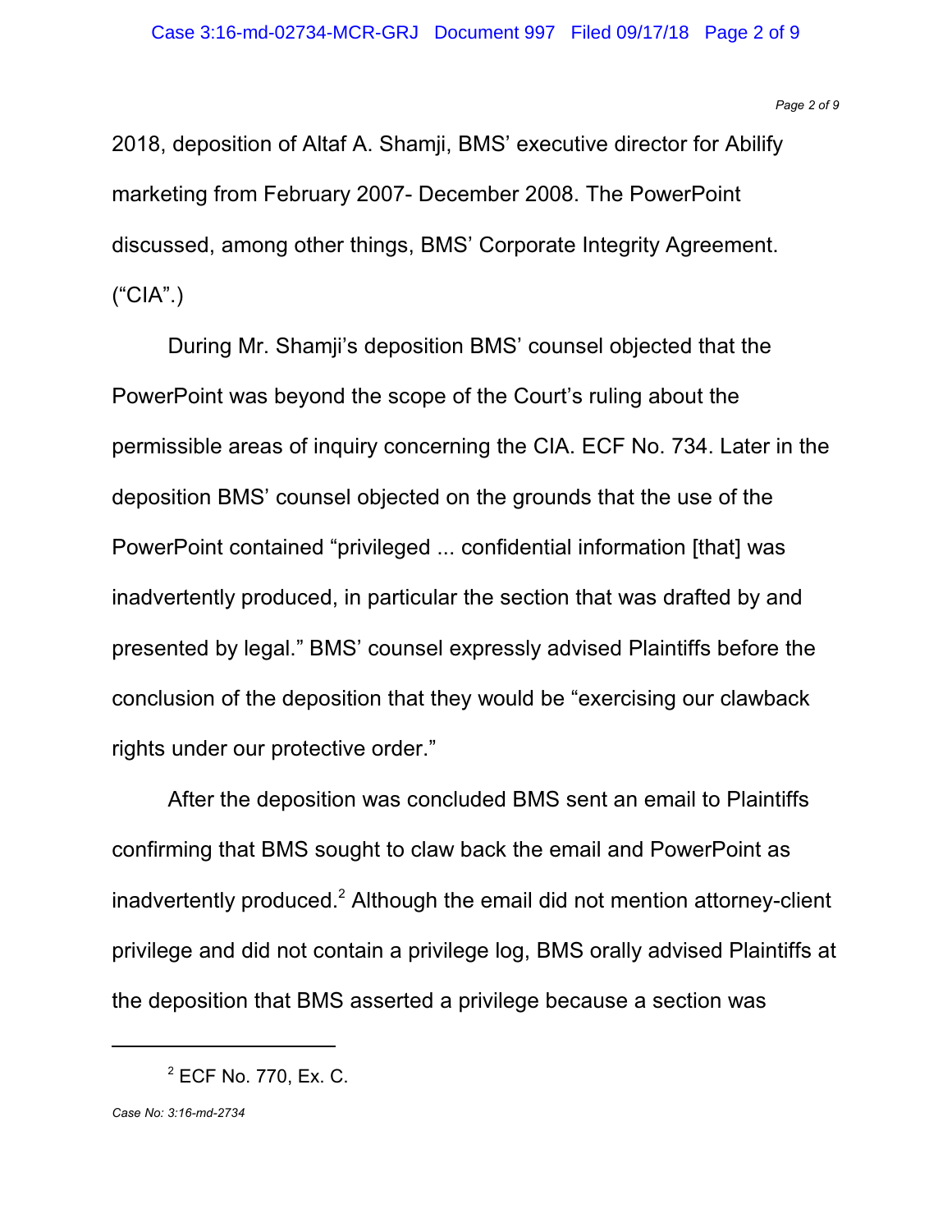2018, deposition of Altaf A. Shamji, BMS' executive director for Abilify marketing from February 2007- December 2008. The PowerPoint discussed, among other things, BMS' Corporate Integrity Agreement. ("CIA".)

During Mr. Shamji's deposition BMS' counsel objected that the PowerPoint was beyond the scope of the Court's ruling about the permissible areas of inquiry concerning the CIA. ECF No. 734. Later in the deposition BMS' counsel objected on the grounds that the use of the PowerPoint contained "privileged ... confidential information [that] was inadvertently produced, in particular the section that was drafted by and presented by legal." BMS' counsel expressly advised Plaintiffs before the conclusion of the deposition that they would be "exercising our clawback rights under our protective order."

After the deposition was concluded BMS sent an email to Plaintiffs confirming that BMS sought to claw back the email and PowerPoint as inadvertently produced.[2] Although the email did not mention attorney-client privilege and did not contain a privilege log, BMS orally advised Plaintiffs at the deposition that BMS asserted a privilege because a section was

---

[2] ECF No. 770, Ex. C.

*Case No: 3:16-md-2734*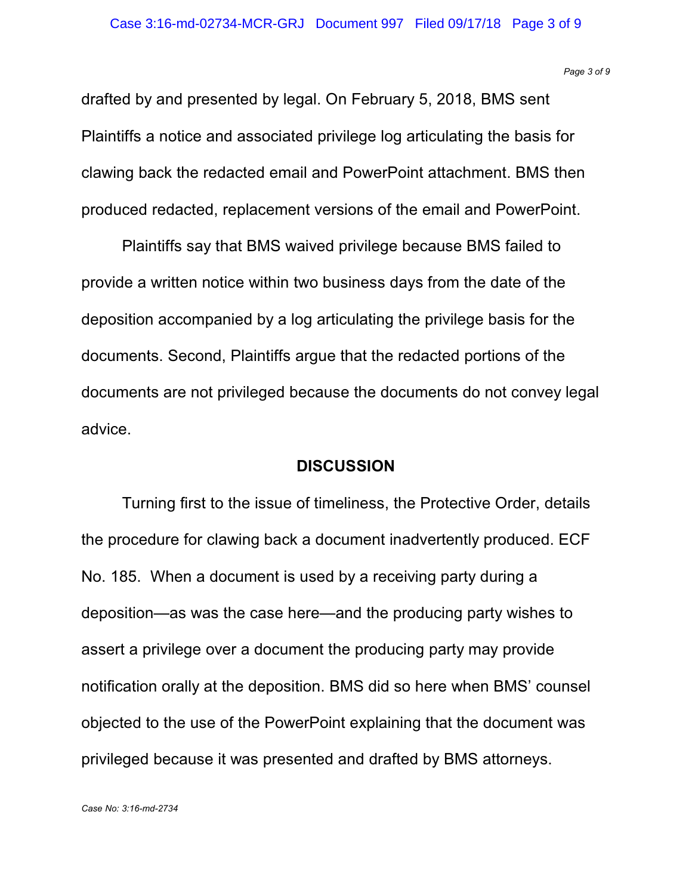drafted by and presented by legal. On February 5, 2018, BMS sent Plaintiffs a notice and associated privilege log articulating the basis for clawing back the redacted email and PowerPoint attachment. BMS then produced redacted, replacement versions of the email and PowerPoint.

Plaintiffs say that BMS waived privilege because BMS failed to provide a written notice within two business days from the date of the deposition accompanied by a log articulating the privilege basis for the documents. Second, Plaintiffs argue that the redacted portions of the documents are not privileged because the documents do not convey legal advice.

## DISCUSSION

Turning first to the issue of timeliness, the Protective Order, details the procedure for clawing back a document inadvertently produced. ECF No. 185. When a document is used by a receiving party during a deposition—as was the case here—and the producing party wishes to assert a privilege over a document the producing party may provide notification orally at the deposition. BMS did so here when BMS' counsel objected to the use of the PowerPoint explaining that the document was privileged because it was presented and drafted by BMS attorneys.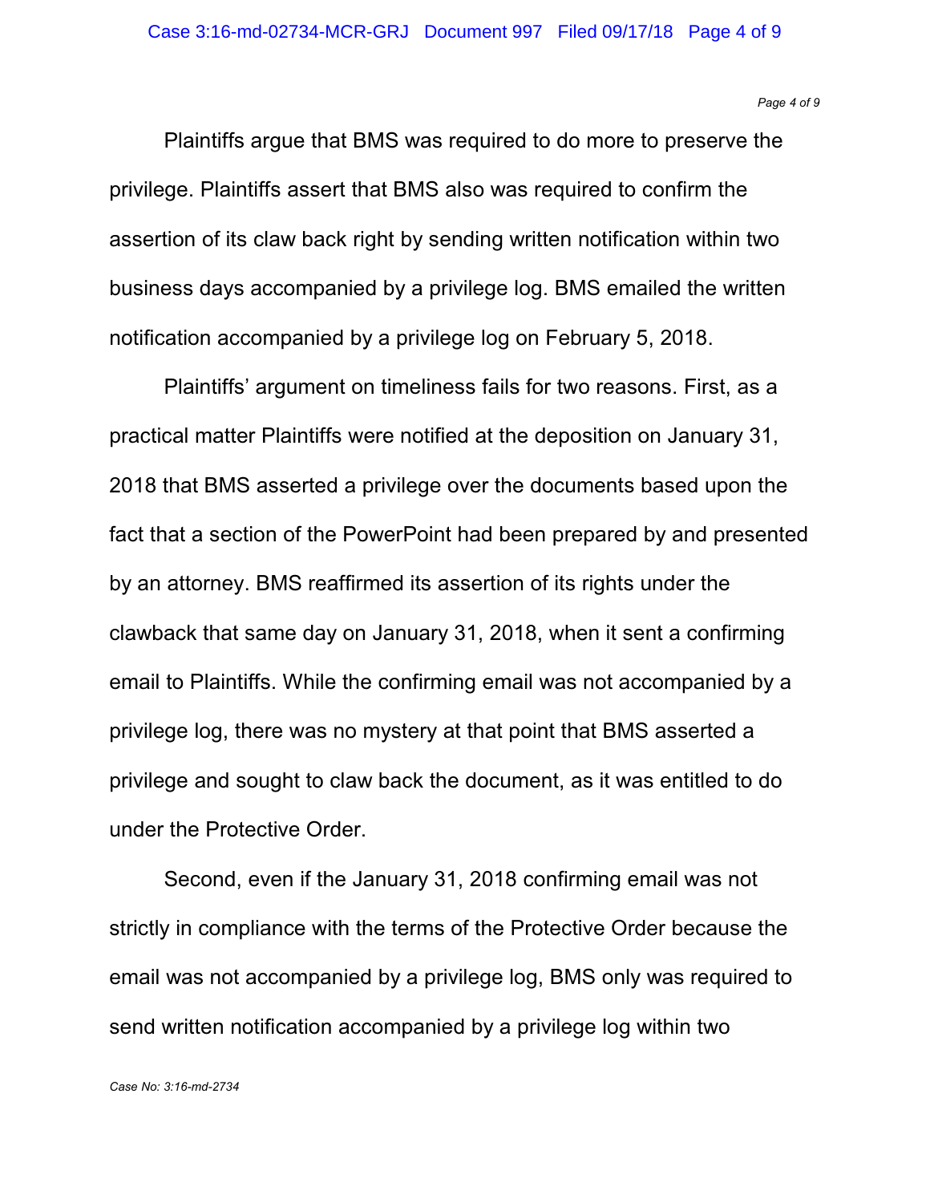Plaintiffs argue that BMS was required to do more to preserve the privilege. Plaintiffs assert that BMS also was required to confirm the assertion of its claw back right by sending written notification within two business days accompanied by a privilege log. BMS emailed the written notification accompanied by a privilege log on February 5, 2018.

Plaintiffs' argument on timeliness fails for two reasons. First, as a practical matter Plaintiffs were notified at the deposition on January 31, 2018 that BMS asserted a privilege over the documents based upon the fact that a section of the PowerPoint had been prepared by and presented by an attorney. BMS reaffirmed its assertion of its rights under the clawback that same day on January 31, 2018, when it sent a confirming email to Plaintiffs. While the confirming email was not accompanied by a privilege log, there was no mystery at that point that BMS asserted a privilege and sought to claw back the document, as it was entitled to do under the Protective Order.

Second, even if the January 31, 2018 confirming email was not strictly in compliance with the terms of the Protective Order because the email was not accompanied by a privilege log, BMS only was required to send written notification accompanied by a privilege log within two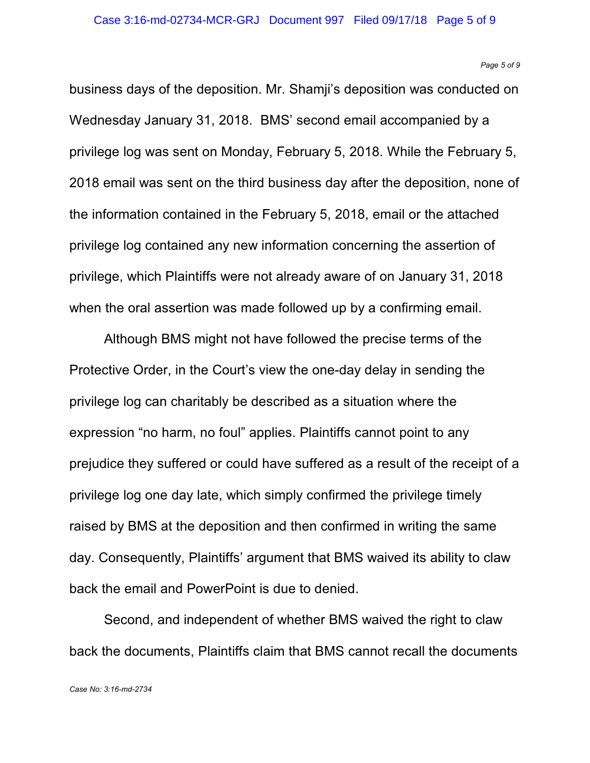business days of the deposition. Mr. Shamji's deposition was conducted on Wednesday January 31, 2018. BMS' second email accompanied by a privilege log was sent on Monday, February 5, 2018. While the February 5, 2018 email was sent on the third business day after the deposition, none of the information contained in the February 5, 2018, email or the attached privilege log contained any new information concerning the assertion of privilege, which Plaintiffs were not already aware of on January 31, 2018 when the oral assertion was made followed up by a confirming email.

Although BMS might not have followed the precise terms of the Protective Order, in the Court's view the one-day delay in sending the privilege log can charitably be described as a situation where the expression "no harm, no foul" applies. Plaintiffs cannot point to any prejudice they suffered or could have suffered as a result of the receipt of a privilege log one day late, which simply confirmed the privilege timely raised by BMS at the deposition and then confirmed in writing the same day. Consequently, Plaintiffs' argument that BMS waived its ability to claw back the email and PowerPoint is due to denied.

Second, and independent of whether BMS waived the right to claw back the documents, Plaintiffs claim that BMS cannot recall the documents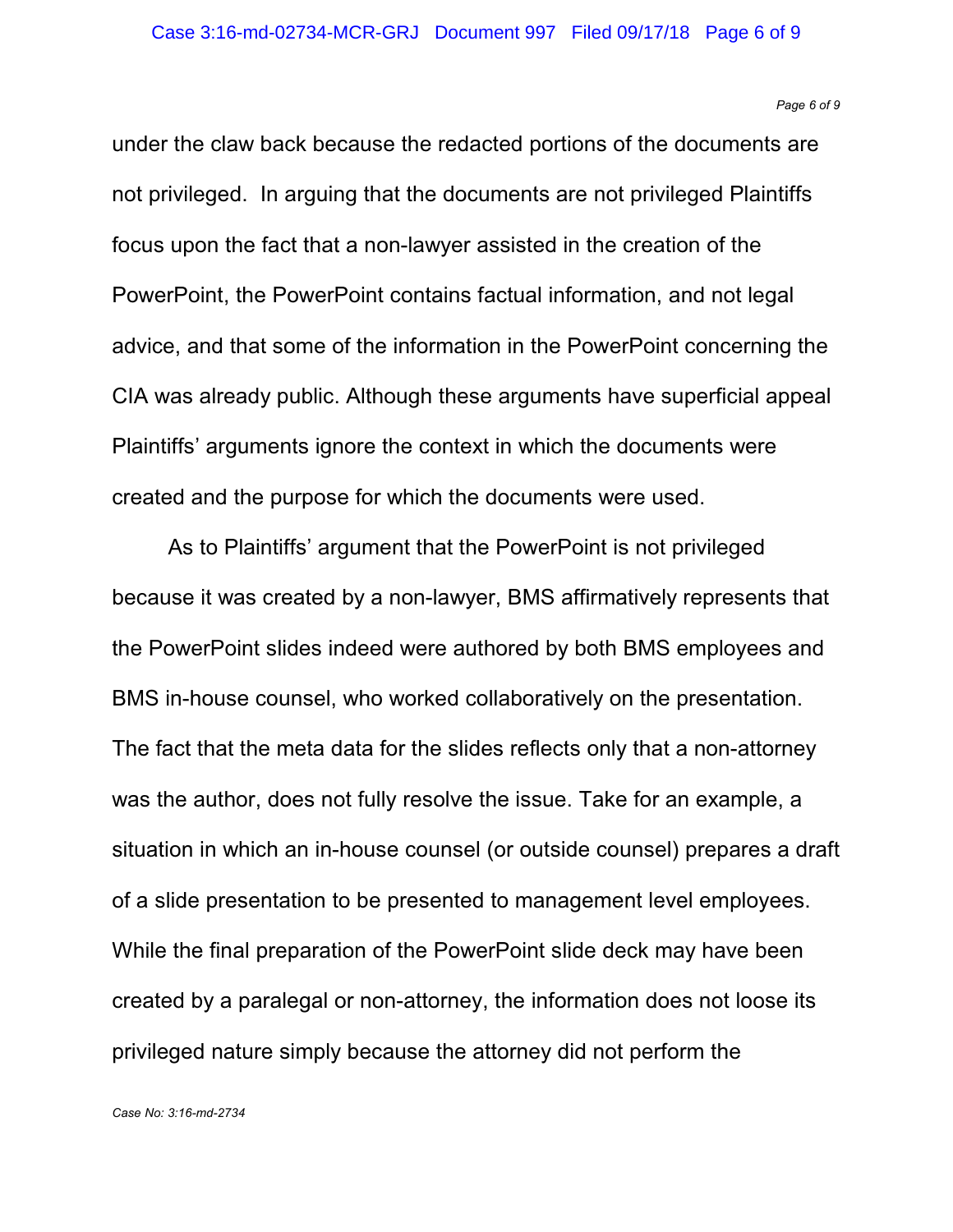under the claw back because the redacted portions of the documents are not privileged. In arguing that the documents are not privileged Plaintiffs focus upon the fact that a non-lawyer assisted in the creation of the PowerPoint, the PowerPoint contains factual information, and not legal advice, and that some of the information in the PowerPoint concerning the CIA was already public. Although these arguments have superficial appeal Plaintiffs' arguments ignore the context in which the documents were created and the purpose for which the documents were used.

As to Plaintiffs' argument that the PowerPoint is not privileged because it was created by a non-lawyer, BMS affirmatively represents that the PowerPoint slides indeed were authored by both BMS employees and BMS in-house counsel, who worked collaboratively on the presentation. The fact that the meta data for the slides reflects only that a non-attorney was the author, does not fully resolve the issue. Take for an example, a situation in which an in-house counsel (or outside counsel) prepares a draft of a slide presentation to be presented to management level employees. While the final preparation of the PowerPoint slide deck may have been created by a paralegal or non-attorney, the information does not loose its privileged nature simply because the attorney did not perform the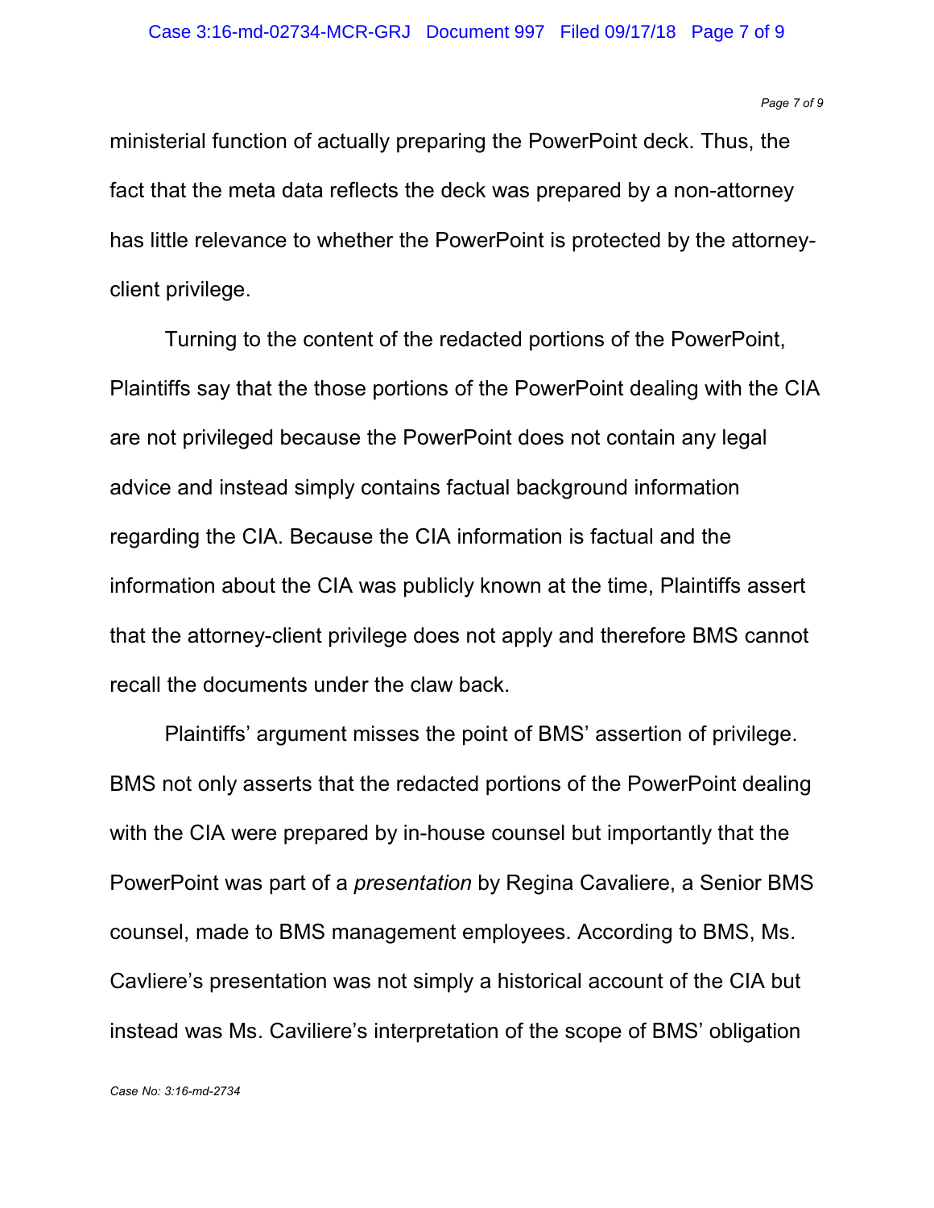ministerial function of actually preparing the PowerPoint deck. Thus, the fact that the meta data reflects the deck was prepared by a non-attorney has little relevance to whether the PowerPoint is protected by the attorney-client privilege.

Turning to the content of the redacted portions of the PowerPoint, Plaintiffs say that the those portions of the PowerPoint dealing with the CIA are not privileged because the PowerPoint does not contain any legal advice and instead simply contains factual background information regarding the CIA. Because the CIA information is factual and the information about the CIA was publicly known at the time, Plaintiffs assert that the attorney-client privilege does not apply and therefore BMS cannot recall the documents under the claw back.

Plaintiffs' argument misses the point of BMS' assertion of privilege. BMS not only asserts that the redacted portions of the PowerPoint dealing with the CIA were prepared by in-house counsel but importantly that the PowerPoint was part of a *presentation* by Regina Cavaliere, a Senior BMS counsel, made to BMS management employees. According to BMS, Ms. Cavliere's presentation was not simply a historical account of the CIA but instead was Ms. Caviliere's interpretation of the scope of BMS' obligation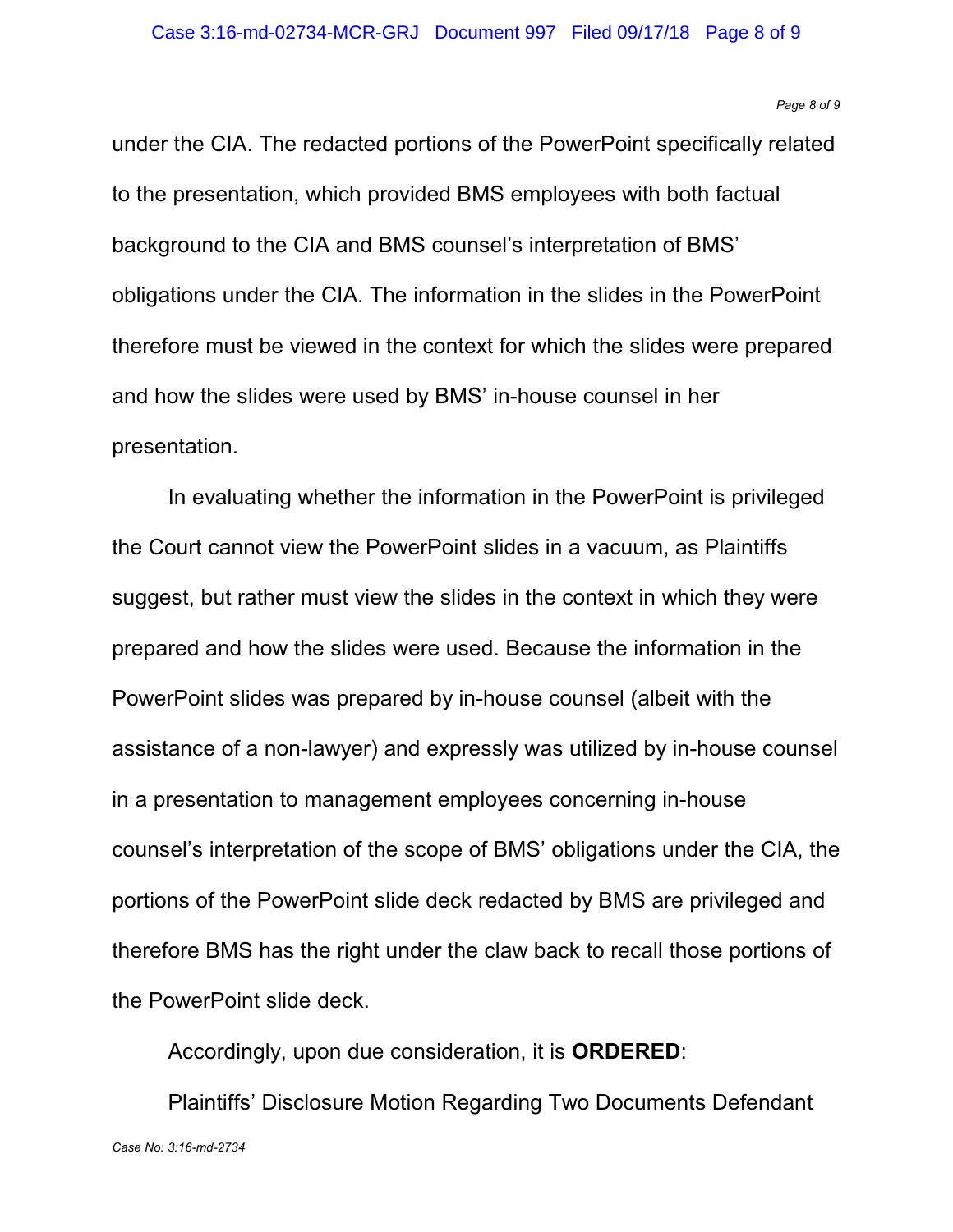under the CIA. The redacted portions of the PowerPoint specifically related to the presentation, which provided BMS employees with both factual background to the CIA and BMS counsel's interpretation of BMS' obligations under the CIA. The information in the slides in the PowerPoint therefore must be viewed in the context for which the slides were prepared and how the slides were used by BMS' in-house counsel in her presentation.

In evaluating whether the information in the PowerPoint is privileged the Court cannot view the PowerPoint slides in a vacuum, as Plaintiffs suggest, but rather must view the slides in the context in which they were prepared and how the slides were used. Because the information in the PowerPoint slides was prepared by in-house counsel (albeit with the assistance of a non-lawyer) and expressly was utilized by in-house counsel in a presentation to management employees concerning in-house counsel's interpretation of the scope of BMS' obligations under the CIA, the portions of the PowerPoint slide deck redacted by BMS are privileged and therefore BMS has the right under the claw back to recall those portions of the PowerPoint slide deck.

Accordingly, upon due consideration, it is **ORDERED**:

Plaintiffs' Disclosure Motion Regarding Two Documents Defendant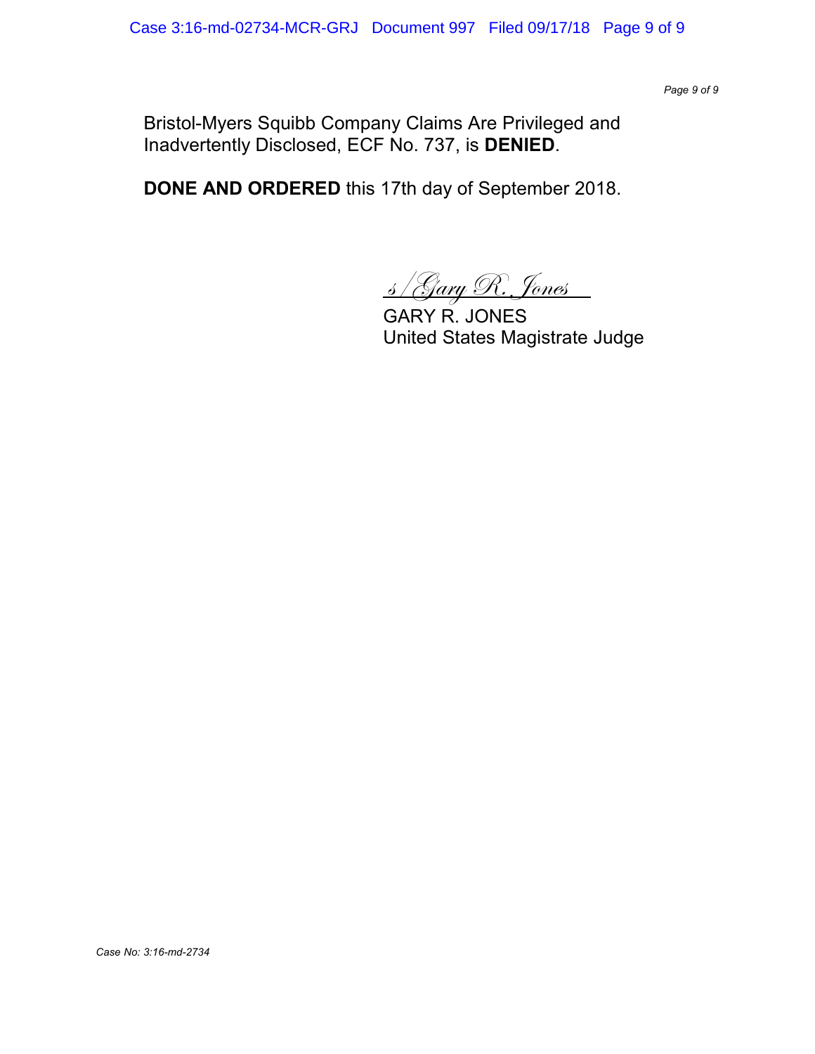Bristol-Myers Squibb Company Claims Are Privileged and Inadvertently Disclosed, ECF No. 737, is **DENIED**.

**DONE AND ORDERED** this 17th day of September 2018.

s/Gary R. Jones

GARY R. JONES
United States Magistrate Judge